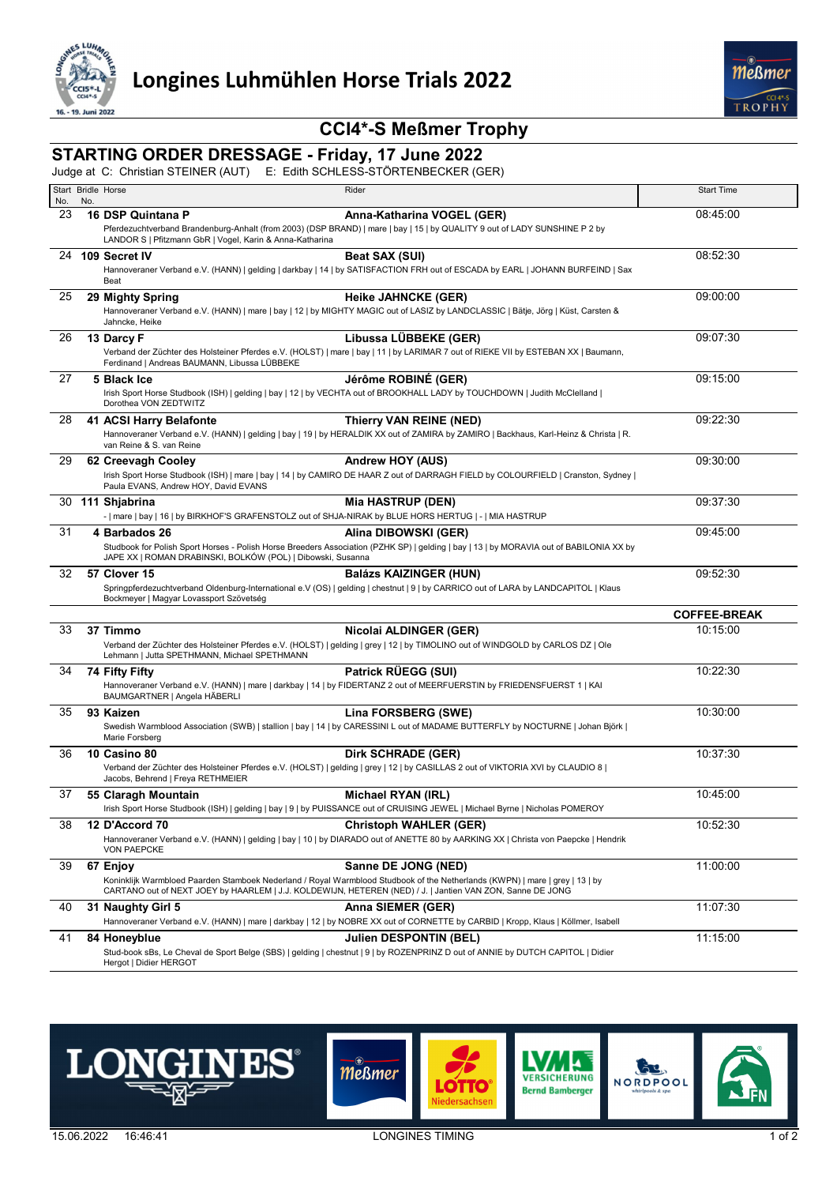# Longines Luhmühlen Horse Trials 2022

## CCI4*-S Meßmer Trophy

### STARTING ORDER DRESSAGE - Friday, 17 June 2022

Judge at C: Christian STEINER (AUT) E: Edith SCHLESS-STÖRTENBECKER (GER)

| Start No. | Bridle No. | Horse | Rider | Start Time |
|---|---|---|---|---|
| 23 | 16 | **DSP Quintana P** | **Anna-Katharina VOGEL (GER)** | 08:45:00 |
| | | Pferdezuchtverband Brandenburg-Anhalt (from 2003) (DSP BRAND) \| mare \| bay \| 15 \| by QUALITY 9 out of LADY SUNSHINE P 2 by LANDOR S \| Pfitzmann GbR \| Vogel, Karin & Anna-Katharina | | |
| 24 | 109 | **Secret IV** | **Beat SAX (SUI)** | 08:52:30 |
| | | Hannoveraner Verband e.V. (HANN) \| gelding \| darkbay \| 14 \| by SATISFACTION FRH out of ESCADA by EARL \| JOHANN BURFEIND \| Sax Beat | | |
| 25 | 29 | **Mighty Spring** | **Heike JAHNCKE (GER)** | 09:00:00 |
| | | Hannoveraner Verband e.V. (HANN) \| mare \| bay \| 12 \| by MIGHTY MAGIC out of LASIZ by LANDCLASSIC \| Bätje, Jörg \| Küst, Carsten & Jahncke, Heike | | |
| 26 | 13 | **Darcy F** | **Libussa LÜBBEKE (GER)** | 09:07:30 |
| | | Verband der Züchter des Holsteiner Pferdes e.V. (HOLST) \| mare \| bay \| 11 \| by LARIMAR 7 out of RIEKE VII by ESTEBAN XX \| Baumann, Ferdinand \| Andreas BAUMANN, Libussa LÜBBEKE | | |
| 27 | 5 | **Black Ice** | **Jérôme ROBINÉ (GER)** | 09:15:00 |
| | | Irish Sport Horse Studbook (ISH) \| gelding \| bay \| 12 \| by VECHTA out of BROOKHALL LADY by TOUCHDOWN \| Judith McClelland \| Dorothea VON ZEDTWITZ | | |
| 28 | 41 | **ACSI Harry Belafonte** | **Thierry VAN REINE (NED)** | 09:22:30 |
| | | Hannoveraner Verband e.V. (HANN) \| gelding \| bay \| 19 \| by HERALDIK XX out of ZAMIRA by ZAMIRO \| Backhaus, Karl-Heinz & Christa \| R. van Reine & S. van Reine | | |
| 29 | 62 | **Creevagh Cooley** | **Andrew HOY (AUS)** | 09:30:00 |
| | | Irish Sport Horse Studbook (ISH) \| mare \| bay \| 14 \| by CAMIRO DE HAAR Z out of DARRAGH FIELD by COLOURFIELD \| Cranston, Sydney \| Paula EVANS, Andrew HOY, David EVANS | | |
| 30 | 111 | **Shjabrina** | **Mia HASTRUP (DEN)** | 09:37:30 |
| | | - \| mare \| bay \| 16 \| by BIRKHOF'S GRAFENSTOLZ out of SHJA-NIRAK by BLUE HORS HERTUG \| - \| MIA HASTRUP | | |
| 31 | 4 | **Barbados 26** | **Alina DIBOWSKI (GER)** | 09:45:00 |
| | | Studbook for Polish Sport Horses - Polish Horse Breeders Association (PZHK SP) \| gelding \| bay \| 13 \| by MORAVIA out of BABILONIA XX by JAPE XX \| ROMAN DRABINSKI, BOLKÓW (POL) \| Dibowski, Susanna | | |
| 32 | 57 | **Clover 15** | **Balázs KAIZINGER (HUN)** | 09:52:30 |
| | | Springpferdezuchtverband Oldenburg-International e.V (OS) \| gelding \| chestnut \| 9 \| by CARRICO out of LARA by LANDCAPITOL \| Klaus Bockmeyer \| Magyar Lovassport Szövetség | | |
| | | | | **COFFEE-BREAK** |
| 33 | 37 | **Timmo** | **Nicolai ALDINGER (GER)** | 10:15:00 |
| | | Verband der Züchter des Holsteiner Pferdes e.V. (HOLST) \| gelding \| grey \| 12 \| by TIMOLINO out of WINDGOLD by CARLOS DZ \| Ole Lehmann \| Jutta SPETHMANN, Michael SPETHMANN | | |
| 34 | 74 | **Fifty Fifty** | **Patrick RÜEGG (SUI)** | 10:22:30 |
| | | Hannoveraner Verband e.V. (HANN) \| mare \| darkbay \| 14 \| by FIDERTANZ 2 out of MEERFUERSTIN by FRIEDENSFUERST 1 \| KAI BAUMGARTNER \| Angela HÄBERLI | | |
| 35 | 93 | **Kaizen** | **Lina FORSBERG (SWE)** | 10:30:00 |
| | | Swedish Warmblood Association (SWB) \| stallion \| bay \| 14 \| by CARESSINI L out of MADAME BUTTERFLY by NOCTURNE \| Johan Björk \| Marie Forsberg | | |
| 36 | 10 | **Casino 80** | **Dirk SCHRADE (GER)** | 10:37:30 |
| | | Verband der Züchter des Holsteiner Pferdes e.V. (HOLST) \| gelding \| grey \| 12 \| by CASILLAS 2 out of VIKTORIA XVI by CLAUDIO 8 \| Jacobs, Behrend \| Freya RETHMEIER | | |
| 37 | 55 | **Claragh Mountain** | **Michael RYAN (IRL)** | 10:45:00 |
| | | Irish Sport Horse Studbook (ISH) \| gelding \| bay \| 9 \| by PUISSANCE out of CRUISING JEWEL \| Michael Byrne \| Nicholas POMEROY | | |
| 38 | 12 | **D'Accord 70** | **Christoph WAHLER (GER)** | 10:52:30 |
| | | Hannoveraner Verband e.V. (HANN) \| gelding \| bay \| 10 \| by DIARADO out of ANETTE 80 by AARKING XX \| Christa von Paepcke \| Hendrik VON PAEPCKE | | |
| 39 | 67 | **Enjoy** | **Sanne DE JONG (NED)** | 11:00:00 |
| | | Koninklijk Warmbloed Paarden Stamboek Nederland / Royal Warmblood Studbook of the Netherlands (KWPN) \| mare \| grey \| 13 \| by CARTANO out of NEXT JOEY by HAARLEM \| J.J. KOLDEWIJN, HETEREN (NED) / J. \| Jantien VAN ZON, Sanne DE JONG | | |
| 40 | 31 | **Naughty Girl 5** | **Anna SIEMER (GER)** | 11:07:30 |
| | | Hannoveraner Verband e.V. (HANN) \| mare \| darkbay \| 12 \| by NOBRE XX out of CORNETTE by CARBID \| Kropp, Klaus \| Köllmer, Isabell | | |
| 41 | 84 | **Honeyblue** | **Julien DESPONTIN (BEL)** | 11:15:00 |
| | | Stud-book sBs, Le Cheval de Sport Belge (SBS) \| gelding \| chestnut \| 9 \| by ROZENPRINZ D out of ANNIE by DUTCH CAPITOL \| Didier Hergot \| Didier HERGOT | | |

15.06.2022 16:46:41 LONGINES TIMING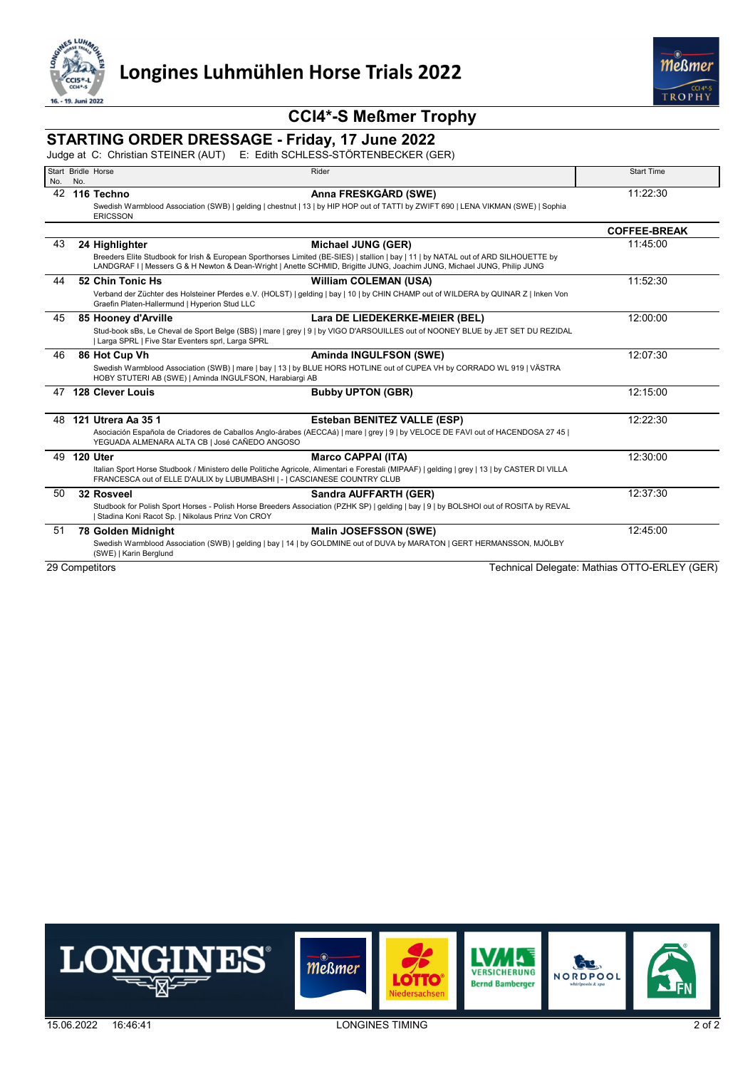# Longines Luhmühlen Horse Trials 2022

## CCI4*-S Meßmer Trophy

### STARTING ORDER DRESSAGE - Friday, 17 June 2022

Judge at C: Christian STEINER (AUT) E: Edith SCHLESS-STÖRTENBECKER (GER)

| Start No. | Bridle No. | Horse | Rider | Start Time |
|---|---|---|---|---|
| 42 | 116 | **Techno**<br>Swedish Warmblood Association (SWB) \| gelding \| chestnut \| 13 \| by HIP HOP out of TATTI by ZWIFT 690 \| LENA VIKMAN (SWE) \| Sophia ERICSSON | **Anna FRESKGÅRD (SWE)** | 11:22:30 |
| | | | | **COFFEE-BREAK** |
| 43 | 24 | **Highlighter**<br>Breeders Elite Studbook for Irish & European Sporthorses Limited (BE-SIES) \| stallion \| bay \| 11 \| by NATAL out of ARD SILHOUETTE by LANDGRAF I \| Messers G & H Newton & Dean-Wright \| Anette SCHMID, Brigitte JUNG, Joachim JUNG, Michael JUNG, Philip JUNG | **Michael JUNG (GER)** | 11:45:00 |
| 44 | 52 | **Chin Tonic Hs**<br>Verband der Züchter des Holsteiner Pferdes e.V. (HOLST) \| gelding \| bay \| 10 \| by CHIN CHAMP out of WILDERA by QUINAR Z \| Inken Von Graefin Platen-Hallermund \| Hyperion Stud LLC | **William COLEMAN (USA)** | 11:52:30 |
| 45 | 85 | **Hooney d'Arville**<br>Stud-book sBs, Le Cheval de Sport Belge (SBS) \| mare \| grey \| 9 \| by VIGO D'ARSOUILLES out of NOONEY BLUE by JET SET DU REZIDAL \| Larga SPRL \| Five Star Eventers sprl, Larga SPRL | **Lara DE LIEDEKERKE-MEIER (BEL)** | 12:00:00 |
| 46 | 86 | **Hot Cup Vh**<br>Swedish Warmblood Association (SWB) \| mare \| bay \| 13 \| by BLUE HORS HOTLINE out of CUPEA VH by CORRADO WL 919 \| VÄSTRA HOBY STUTERI AB (SWE) \| Aminda INGULFSON, Harabiargi AB | **Aminda INGULFSON (SWE)** | 12:07:30 |
| 47 | 128 | **Clever Louis** | **Bubby UPTON (GBR)** | 12:15:00 |
| 48 | 121 | **Utrera Aa 35 1**<br>Asociación Española de Criadores de Caballos Anglo-árabes (AECCAá) \| mare \| grey \| 9 \| by VELOCE DE FAVI out of HACENDOSA 27 45 \| YEGUADA ALMENARA ALTA CB \| José CAÑEDO ANGOSO | **Esteban BENITEZ VALLE (ESP)** | 12:22:30 |
| 49 | 120 | **Uter**<br>Italian Sport Horse Studbook / Ministero delle Politiche Agricole, Alimentari e Forestali (MIPAAF) \| gelding \| grey \| 13 \| by CASTER DI VILLA FRANCESCA out of ELLE D'AULIX by LUBUMBASHI \| - \| CASCIANESE COUNTRY CLUB | **Marco CAPPAI (ITA)** | 12:30:00 |
| 50 | 32 | **Rosveel**<br>Studbook for Polish Sport Horses - Polish Horse Breeders Association (PZHK SP) \| gelding \| bay \| 9 \| by BOLSHOI out of ROSITA by REVAL \| Stadina Koni Racot Sp. \| Nikolaus Prinz Von CROY | **Sandra AUFFARTH (GER)** | 12:37:30 |
| 51 | 78 | **Golden Midnight**<br>Swedish Warmblood Association (SWB) \| gelding \| bay \| 14 \| by GOLDMINE out of DUVA by MARATON \| GERT HERMANSSON, MJÖLBY (SWE) \| Karin Berglund | **Malin JOSEFSSON (SWE)** | 12:45:00 |

29 Competitors

Technical Delegate: Mathias OTTO-ERLEY (GER)

15.06.2022 16:46:41 LONGINES TIMING